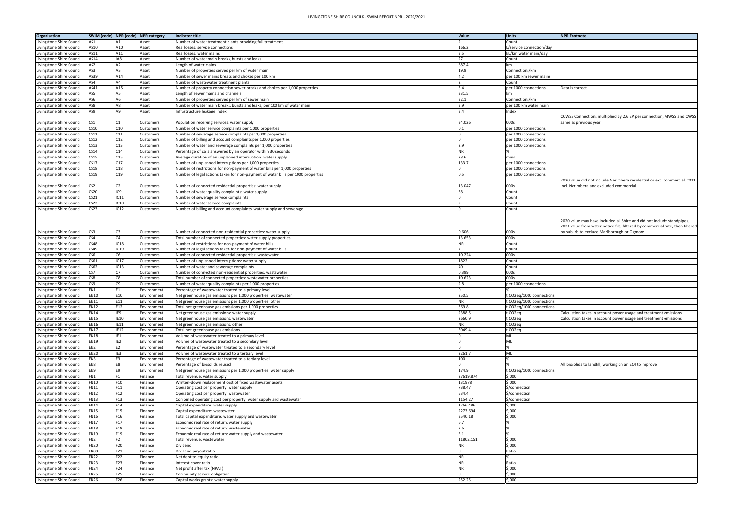# LIVINGSTONE SHIRE COUNCILK - SWIM REPORT NPR - 2020/2021

| Organisation | SWIM (code) | NPR (code) | NPR category | Indicator title | Value | Units | NPR Footnote |
|---|---|---|---|---|---|---|---|
| Livingstone Shire Council | AS1 | A1 | Asset | Number of water treatment plants providing full treatment | 2 | Count | |
| Livingstone Shire Council | AS10 | A10 | Asset | Real losses: service connections | 166.2 | L/service connection/day | |
| Livingstone Shire Council | AS11 | A11 | Asset | Real losses: water mains | 3.5 | kL/km water main/day | |
| Livingstone Shire Council | AS14 | IA8 | Asset | Number of water main breaks, bursts and leaks | 27 | Count | |
| Livingstone Shire Council | AS2 | A2 | Asset | Length of water mains | 687.4 | km | |
| Livingstone Shire Council | AS3 | A3 | Asset | Number of properties served per km of water main | 19.9 | Connections/km | |
| Livingstone Shire Council | AS39 | A14 | Asset | Number of sewer mains breaks and chokes per 100 km | 4.2 | per 100 km sewer mains | |
| Livingstone Shire Council | AS4 | A4 | Asset | Number of wastewater treatment plants | 2 | Count | |
| Livingstone Shire Council | AS41 | A15 | Asset | Number of property connection sewer breaks and chokes per 1,000 properties | 3.4 | per 1000 connections | Data is correct |
| Livingstone Shire Council | AS5 | A5 | Asset | Length of sewer mains and channels | 331.5 | km | |
| Livingstone Shire Council | AS6 | A6 | Asset | Number of properties served per km of sewer main | 32.1 | Connections/km | |
| Livingstone Shire Council | AS8 | A8 | Asset | Number of water main breaks, bursts and leaks, per 100 km of water main | 3.9 | per 100 km water main | |
| Livingstone Shire Council | AS9 | A9 | Asset | Infrastructure leakage index | 3.4 | Index | |
| Livingstone Shire Council | CS1 | C1 | Customers | Population receiving services: water supply | 34.026 | 000s | CCWSS Connections multiplied by 2.6 EP per connection, MWSS and OWSS same as previous year |
| Livingstone Shire Council | CS10 | C10 | Customers | Number of water service complaints per 1,000 properties | 0.1 | per 1000 connections | |
| Livingstone Shire Council | CS11 | C11 | Customers | Number of sewerage service complaints per 1,000 properties | 0 | per 1000 connections | |
| Livingstone Shire Council | CS12 | C12 | Customers | Number of billing and account complaints per 1,000 properties | 0 | per 1000 connections | |
| Livingstone Shire Council | CS13 | C13 | Customers | Number of water and sewerage complaints per 1,000 properties | 2.9 | per 1000 connections | |
| Livingstone Shire Council | CS14 | C14 | Customers | Percentage of calls answered by an operator within 30 seconds | NR | % | |
| Livingstone Shire Council | CS15 | C15 | Customers | Average duration of an unplanned interruption: water supply | 28.6 | mins | |
| Livingstone Shire Council | CS17 | C17 | Customers | Number of unplanned interruptions per 1,000 properties | 133.7 | per 1000 connections | |
| Livingstone Shire Council | CS18 | C18 | Customers | Number of restrictions for non-payment of water bills per 1,000 properties | 0 | per 1000 connections | |
| Livingstone Shire Council | CS19 | C19 | Customers | Number of legal actions taken for non-payment of water bills per 1000 properties | 0.5 | per 1000 connections | |
| Livingstone Shire Council | CS2 | C2 | Customers | Number of connected residential properties: water supply | 13.047 | 000s | 2020 value did not include Nerimbera residential or exc. commercial. 2021 incl. Nerimbera and excluded commercial |
| Livingstone Shire Council | CS20 | IC9 | Customers | Number of water quality complaints: water supply | 38 | Count | |
| Livingstone Shire Council | CS21 | IC11 | Customers | Number of sewerage service complaints | 0 | Count | |
| Livingstone Shire Council | CS22 | IC10 | Customers | Number of water service complaints | 2 | Count | |
| Livingstone Shire Council | CS23 | IC12 | Customers | Number of billing and account complaints: water supply and sewerage | 0 | Count | |
| Livingstone Shire Council | CS3 | C3 | Customers | Number of connected non-residential properties: water supply | 0.606 | 000s | 2020 value may have included all Shire and did not include standpipes, 2021 value from water notice file, filtered by commercial rate, then filtered by suburb to exclude Marlborough or Ogmore |
| Livingstone Shire Council | CS4 | C4 | Customers | Total number of connected properties: water supply properties | 13.653 | 000s | |
| Livingstone Shire Council | CS48 | IC18 | Customers | Number of restrictions for non-payment of water bills | NR | Count | |
| Livingstone Shire Council | CS49 | IC19 | Customers | Number of legal actions taken for non-payment of water bills | 7 | Count | |
| Livingstone Shire Council | CS6 | C6 | Customers | Number of connected residential properties: wastewater | 10.224 | 000s | |
| Livingstone Shire Council | CS61 | IC17 | Customers | Number of unplanned interruptions: water supply | 1822 | Count | |
| Livingstone Shire Council | CS62 | IC13 | Customers | Number of water and sewerage complaints | 40 | Count | |
| Livingstone Shire Council | CS7 | C7 | Customers | Number of connected non-residential properties: wastewater | 0.399 | 000s | |
| Livingstone Shire Council | CS8 | C8 | Customers | Total number of connected properties: wastewater properties | 10.623 | 000s | |
| Livingstone Shire Council | CS9 | C9 | Customers | Number of water quality complaints per 1,000 properties | 2.8 | per 1000 connections | |
| Livingstone Shire Council | EN1 | E1 | Environment | Percentage of wastewater treated to a primary level | 0 | % | |
| Livingstone Shire Council | EN10 | E10 | Environment | Net greenhouse gas emissions per 1,000 properties: wastewater | 250.5 | t CO2eq/1000 connections | |
| Livingstone Shire Council | EN11 | E11 | Environment | Net greenhouse gas emissions per 1,000 properties: other | NR | t CO2eq/1000 connections | |
| Livingstone Shire Council | EN12 | E12 | Environment | Total net greenhouse gas emissions per 1,000 properties | 369.8 | t CO2eq/1000 connections | |
| Livingstone Shire Council | EN14 | IE9 | Environment | Net greenhouse gas emissions: water supply | 2388.5 | t CO2eq | Calculation takes in account power usage and treatment emissions |
| Livingstone Shire Council | EN15 | IE10 | Environment | Net greenhouse gas emissions: wastewater | 2660.9 | t CO2eq | Calculation takes in account power usage and treatment emissions |
| Livingstone Shire Council | EN16 | IE11 | Environment | Net greenhouse gas emissions: other | NR | t CO2eq | |
| Livingstone Shire Council | EN17 | IE12 | Environment | Total net greenhouse gas emissions | 5049.4 | t CO2eq | |
| Livingstone Shire Council | EN18 | IE1 | Environment | Volume of wastewater treated to a primary level | 0 | ML | |
| Livingstone Shire Council | EN19 | IE2 | Environment | Volume of wastewater treated to a secondary level | 0 | ML | |
| Livingstone Shire Council | EN2 | E2 | Environment | Percentage of wastewater treated to a secondary level | 0 | % | |
| Livingstone Shire Council | EN20 | IE3 | Environment | Volume of wastewater treated to a tertiary level | 2261.7 | ML | |
| Livingstone Shire Council | EN3 | E3 | Environment | Percentage of wastewater treated to a tertiary level | 100 | % | |
| Livingstone Shire Council | EN8 | E8 | Environment | Percentage of biosolids reused | 0 | % | All biosolids to landfill, working on an EOI to improve |
| Livingstone Shire Council | EN9 | E9 | Environment | Net greenhouse gas emissions per 1,000 properties: water supply | 174.9 | t CO2eq/1000 connections | |
| Livingstone Shire Council | FN1 | F1 | Finance | Total revenue: water supply | 27619.874 | $,000 | |
| Livingstone Shire Council | FN10 | F10 | Finance | Written-down replacement cost of fixed wastewater assets | 131978 | $,000 | |
| Livingstone Shire Council | FN11 | F11 | Finance | Operating cost per property: water supply | 738.47 | $/connection | |
| Livingstone Shire Council | FN12 | F12 | Finance | Operating cost per property: wastewater | 534.4 | $/connection | |
| Livingstone Shire Council | FN13 | F13 | Finance | Combined operating cost per property: water supply and wastewater | 1154.27 | $/connection | |
| Livingstone Shire Council | FN14 | F14 | Finance | Capital expenditure: water supply | 1266.486 | $,000 | |
| Livingstone Shire Council | FN15 | F15 | Finance | Capital expenditure: wastewater | 2273.694 | $,000 | |
| Livingstone Shire Council | FN16 | F16 | Finance | Total capital expenditure: water supply and wastewater | 3540.18 | $,000 | |
| Livingstone Shire Council | FN17 | F17 | Finance | Economic real rate of return: water supply | 6.7 | % | |
| Livingstone Shire Council | FN18 | F18 | Finance | Economic real rate of return: wastewater | 2.6 | % | |
| Livingstone Shire Council | FN19 | F19 | Finance | Economic real rate of return: water supply and wastewater | 5.1 | % | |
| Livingstone Shire Council | FN2 | F2 | Finance | Total revenue: wastewater | 11802.151 | $,000 | |
| Livingstone Shire Council | FN20 | F20 | Finance | Dividend | NR | $,000 | |
| Livingstone Shire Council | FN88 | F21 | Finance | Dividend payout ratio | 0 | Ratio | |
| Livingstone Shire Council | FN22 | F22 | Finance | Net debt to equity ratio | NR | % | |
| Livingstone Shire Council | FN23 | F23 | Finance | Interest cover ratio | NR | Ratio | |
| Livingstone Shire Council | FN24 | F24 | Finance | Net profit after tax (NPAT) | NR | $,000 | |
| Livingstone Shire Council | FN25 | F25 | Finance | Community service obligation | 0 | $,000 | |
| Livingstone Shire Council | FN26 | F26 | Finance | Capital works grants: water supply | 252.25 | $,000 | |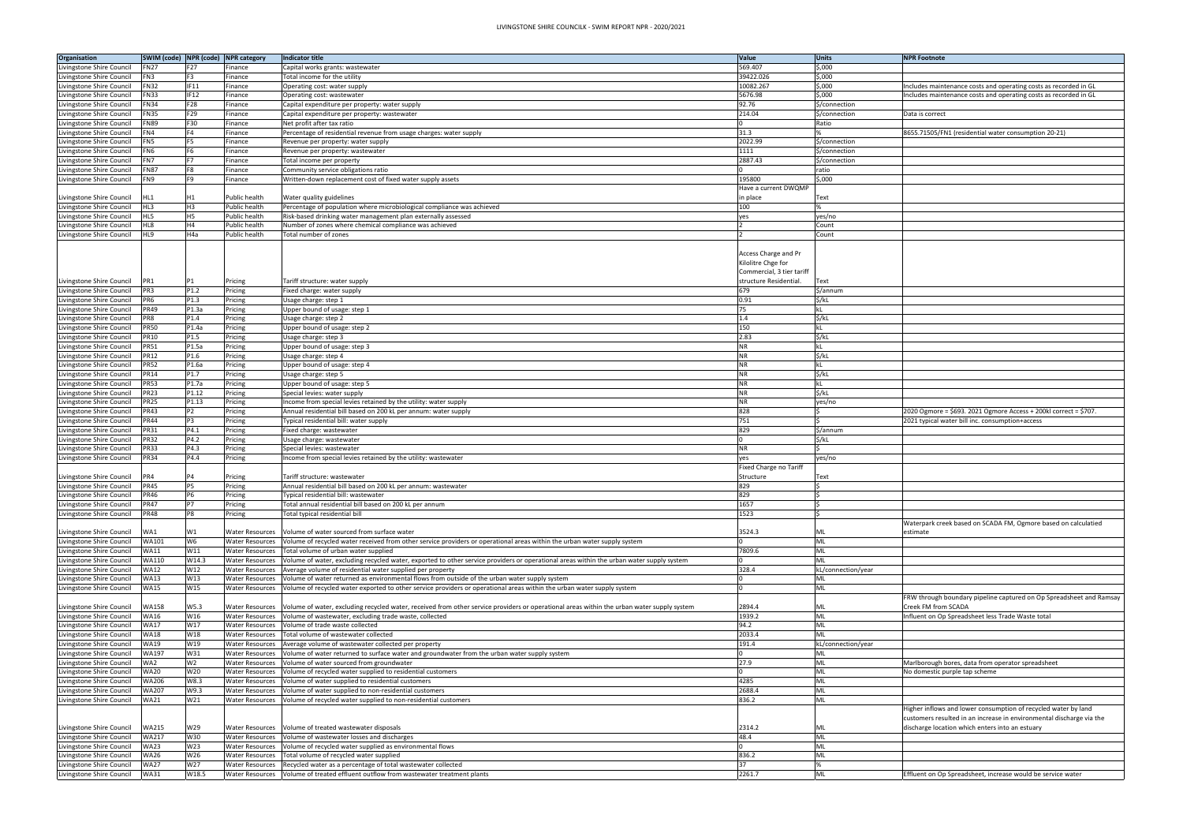# LIVINGSTONE SHIRE COUNCILK - SWIM REPORT NPR - 2020/2021

| Organisation | SWIM (code) | NPR (code) | NPR category | Indicator title | Value | Units | NPR Footnote |
|---|---|---|---|---|---|---|---|
| Livingstone Shire Council | FN27 | F27 | Finance | Capital works grants: wastewater | 569.407 | $,000 | |
| Livingstone Shire Council | FN3 | F3 | Finance | Total income for the utility | 39422.026 | $,000 | |
| Livingstone Shire Council | FN32 | IF11 | Finance | Operating cost: water supply | 10082.267 | $,000 | Includes maintenance costs and operating costs as recorded in GL |
| Livingstone Shire Council | FN33 | IF12 | Finance | Operating cost: wastewater | 5676.98 | $,000 | Includes maintenance costs and operating costs as recorded in GL |
| Livingstone Shire Council | FN34 | F28 | Finance | Capital expenditure per property: water supply | 92.76 | $/connection | |
| Livingstone Shire Council | FN35 | F29 | Finance | Capital expenditure per property: wastewater | 214.04 | $/connection | Data is correct |
| Livingstone Shire Council | FN89 | F30 | Finance | Net profit after tax ratio | 0 | Ratio | |
| Livingstone Shire Council | FN4 | F4 | Finance | Percentage of residential revenue from usage charges: water supply | 31.3 | % | 8655.71505/FN1 (residential water consumption 20-21) |
| Livingstone Shire Council | FN5 | F5 | Finance | Revenue per property: water supply | 2022.99 | $/connection | |
| Livingstone Shire Council | FN6 | F6 | Finance | Revenue per property: wastewater | 1111 | $/connection | |
| Livingstone Shire Council | FN7 | F7 | Finance | Total income per property | 2887.43 | $/connection | |
| Livingstone Shire Council | FN87 | F8 | Finance | Community service obligations ratio | 0 | ratio | |
| Livingstone Shire Council | FN9 | F9 | Finance | Written-down replacement cost of fixed water supply assets | 195800 | $,000 | |
| Livingstone Shire Council | HL1 | H1 | Public health | Water quality guidelines | Have a current DWQMP in place | Text | |
| Livingstone Shire Council | HL3 | H3 | Public health | Percentage of population where microbiological compliance was achieved | 100 | % | |
| Livingstone Shire Council | HL5 | H5 | Public health | Risk-based drinking water management plan externally assessed | yes | yes/no | |
| Livingstone Shire Council | HL8 | H4 | Public health | Number of zones where chemical compliance was achieved | 2 | Count | |
| Livingstone Shire Council | HL9 | H4a | Public health | Total number of zones | 2 | Count | |
| Livingstone Shire Council | PR1 | P1 | Pricing | Tariff structure: water supply | Access Charge and Pr Kilolitre Chge for Commercial, 3 tier tariff structure Residential. | Text | |
| Livingstone Shire Council | PR3 | P1.2 | Pricing | Fixed charge: water supply | 679 | $/annum | |
| Livingstone Shire Council | PR6 | P1.3 | Pricing | Usage charge: step 1 | 0.91 | $/kL | |
| Livingstone Shire Council | PR49 | P1.3a | Pricing | Upper bound of usage: step 1 | 75 | kL | |
| Livingstone Shire Council | PR8 | P1.4 | Pricing | Usage charge: step 2 | 1.4 | $/kL | |
| Livingstone Shire Council | PR50 | P1.4a | Pricing | Upper bound of usage: step 2 | 150 | kL | |
| Livingstone Shire Council | PR10 | P1.5 | Pricing | Usage charge: step 3 | 2.83 | $/kL | |
| Livingstone Shire Council | PR51 | P1.5a | Pricing | Upper bound of usage: step 3 | NR | kL | |
| Livingstone Shire Council | PR12 | P1.6 | Pricing | Usage charge: step 4 | NR | $/kL | |
| Livingstone Shire Council | PR52 | P1.6a | Pricing | Upper bound of usage: step 4 | NR | kL | |
| Livingstone Shire Council | PR14 | P1.7 | Pricing | Usage charge: step 5 | NR | $/kL | |
| Livingstone Shire Council | PR53 | P1.7a | Pricing | Upper bound of usage: step 5 | NR | kL | |
| Livingstone Shire Council | PR23 | P1.12 | Pricing | Special levies: water supply | NR | $/kL | |
| Livingstone Shire Council | PR25 | P1.13 | Pricing | Income from special levies retained by the utility: water supply | NR | yes/no | |
| Livingstone Shire Council | PR43 | P2 | Pricing | Annual residential bill based on 200 kL per annum: water supply | 828 | $ | 2020 Ogmore = $693. 2021 Ogmore Access + 200kl correct = $707. |
| Livingstone Shire Council | PR44 | P3 | Pricing | Typical residential bill: water supply | 751 | $ | 2021 typical water bill inc. consumption+access |
| Livingstone Shire Council | PR31 | P4.1 | Pricing | Fixed charge: wastewater | 829 | $/annum | |
| Livingstone Shire Council | PR32 | P4.2 | Pricing | Usage charge: wastewater | 0 | $/kL | |
| Livingstone Shire Council | PR33 | P4.3 | Pricing | Special levies: wastewater | NR | $ | |
| Livingstone Shire Council | PR34 | P4.4 | Pricing | Income from special levies retained by the utility: wastewater | yes | yes/no | |
| Livingstone Shire Council | PR4 | P4 | Pricing | Tariff structure: wastewater | Fixed Charge no Tariff Structure | Text | |
| Livingstone Shire Council | PR45 | P5 | Pricing | Annual residential bill based on 200 kL per annum: wastewater | 829 | $ | |
| Livingstone Shire Council | PR46 | P6 | Pricing | Typical residential bill: wastewater | 829 | $ | |
| Livingstone Shire Council | PR47 | P7 | Pricing | Total annual residential bill based on 200 kL per annum | 1657 | $ | |
| Livingstone Shire Council | PR48 | P8 | Pricing | Total typical residential bill | 1523 | $ | |
| Livingstone Shire Council | WA1 | W1 | Water Resources | Volume of water sourced from surface water | 3524.3 | ML | Waterpark creek based on SCADA FM, Ogmore based on calculatied estimate |
| Livingstone Shire Council | WA101 | W6 | Water Resources | Volume of recycled water received from other service providers or operational areas within the urban water supply system | 0 | ML | |
| Livingstone Shire Council | WA11 | W11 | Water Resources | Total volume of urban water supplied | 7809.6 | ML | |
| Livingstone Shire Council | WA110 | W14.3 | Water Resources | Volume of water, excluding recycled water, exported to other service providers or operational areas within the urban water supply system | 0 | ML | |
| Livingstone Shire Council | WA12 | W12 | Water Resources | Average volume of residential water supplied per property | 328.4 | kL/connection/year | |
| Livingstone Shire Council | WA13 | W13 | Water Resources | Volume of water returned as environmental flows from outside of the urban water supply system | 0 | ML | |
| Livingstone Shire Council | WA15 | W15 | Water Resources | Volume of recycled water exported to other service providers or operational areas within the urban water supply system | 0 | ML | |
| Livingstone Shire Council | WA158 | W5.3 | Water Resources | Volume of water, excluding recycled water, received from other service providers or operational areas within the urban water supply system | 2894.4 | ML | FRW through boundary pipeline captured on Op Spreadsheet and Ramsay Creek FM from SCADA |
| Livingstone Shire Council | WA16 | W16 | Water Resources | Volume of wastewater, excluding trade waste, collected | 1939.2 | ML | Influent on Op Spreadsheet less Trade Waste total |
| Livingstone Shire Council | WA17 | W17 | Water Resources | Volume of trade waste collected | 94.2 | ML | |
| Livingstone Shire Council | WA18 | W18 | Water Resources | Total volume of wastewater collected | 2033.4 | ML | |
| Livingstone Shire Council | WA19 | W19 | Water Resources | Average volume of wastewater collected per property | 191.4 | kL/connection/year | |
| Livingstone Shire Council | WA197 | W31 | Water Resources | Volume of water returned to surface water and groundwater from the urban water supply system | 0 | ML | |
| Livingstone Shire Council | WA2 | W2 | Water Resources | Volume of water sourced from groundwater | 27.9 | ML | Marlborough bores, data from operator spreadsheet |
| Livingstone Shire Council | WA20 | W20 | Water Resources | Volume of recycled water supplied to residential customers | 0 | ML | No domestic purple tap scheme |
| Livingstone Shire Council | WA206 | W8.3 | Water Resources | Volume of water supplied to residential customers | 4285 | ML | |
| Livingstone Shire Council | WA207 | W9.3 | Water Resources | Volume of water supplied to non-residential customers | 2688.4 | ML | |
| Livingstone Shire Council | WA21 | W21 | Water Resources | Volume of recycled water supplied to non-residential customers | 836.2 | ML | |
| Livingstone Shire Council | WA215 | W29 | Water Resources | Volume of treated wastewater disposals | 2314.2 | ML | Higher inflows and lower consumption of recycled water by land customers resulted in an increase in environmental discharge via the discharge location which enters into an estuary |
| Livingstone Shire Council | WA217 | W30 | Water Resources | Volume of wastewater losses and discharges | 48.4 | ML | |
| Livingstone Shire Council | WA23 | W23 | Water Resources | Volume of recycled water supplied as environmental flows | 0 | ML | |
| Livingstone Shire Council | WA26 | W26 | Water Resources | Total volume of recycled water supplied | 836.2 | ML | |
| Livingstone Shire Council | WA27 | W27 | Water Resources | Recycled water as a percentage of total wastewater collected | 37 | % | |
| Livingstone Shire Council | WA31 | W18.5 | Water Resources | Volume of treated effluent outflow from wastewater treatment plants | 2261.7 | ML | Effluent on Op Spreadsheet, increase would be service water |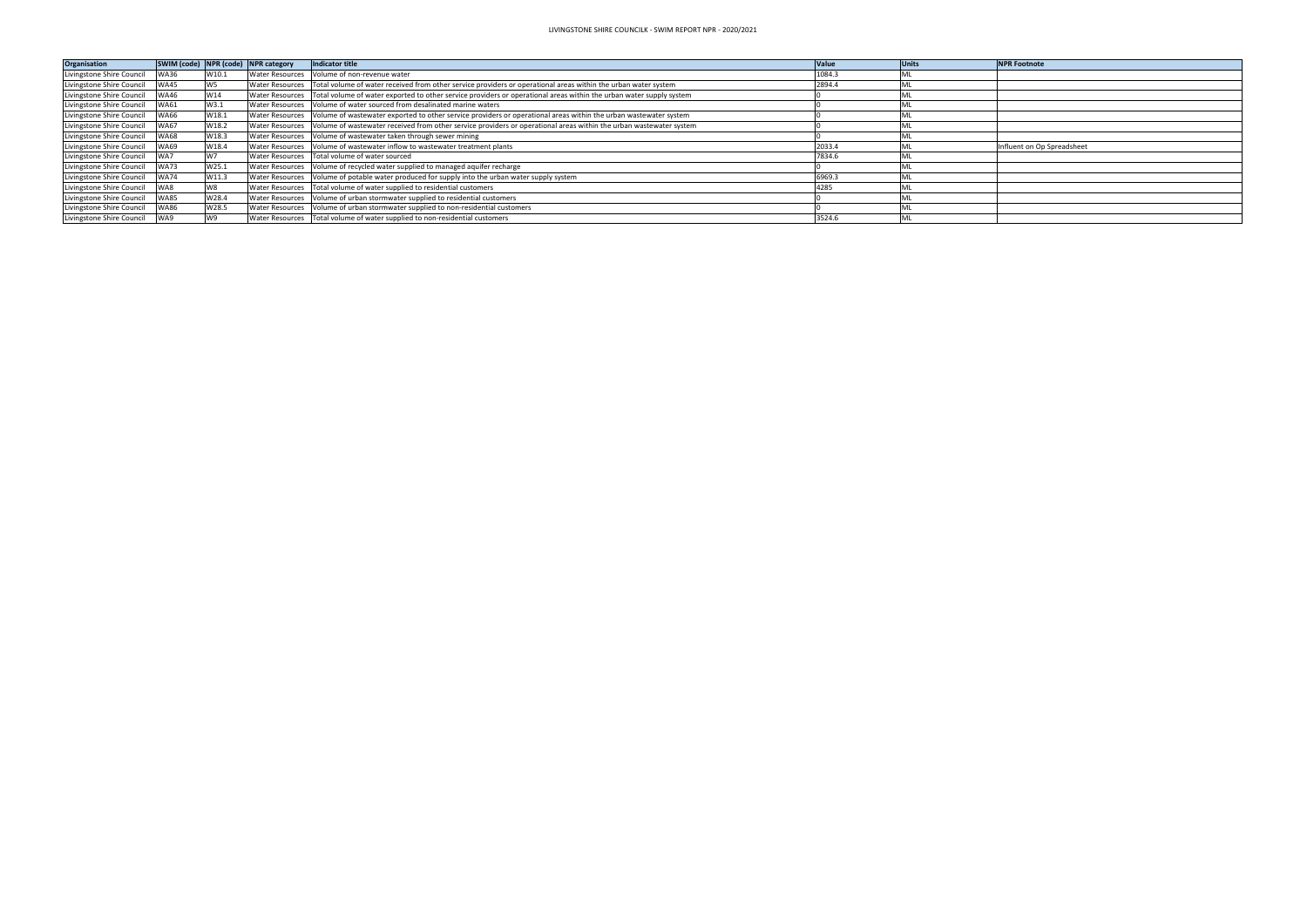LIVINGSTONE SHIRE COUNCILK - SWIM REPORT NPR - 2020/2021

| Organisation | SWIM (code) | NPR (code) | NPR category | Indicator title | Value | Units | NPR Footnote |
|---|---|---|---|---|---|---|---|
| Livingstone Shire Council | WA36 | W10.1 | Water Resources | Volume of non-revenue water | 1084.3 | ML | |
| Livingstone Shire Council | WA45 | W5 | Water Resources | Total volume of water received from other service providers or operational areas within the urban water system | 2894.4 | ML | |
| Livingstone Shire Council | WA46 | W14 | Water Resources | Total volume of water exported to other service providers or operational areas within the urban water supply system | 0 | ML | |
| Livingstone Shire Council | WA61 | W3.1 | Water Resources | Volume of water sourced from desalinated marine waters | 0 | ML | |
| Livingstone Shire Council | WA66 | W18.1 | Water Resources | Volume of wastewater exported to other service providers or operational areas within the urban wastewater system | 0 | ML | |
| Livingstone Shire Council | WA67 | W18.2 | Water Resources | Volume of wastewater received from other service providers or operational areas within the urban wastewater system | 0 | ML | |
| Livingstone Shire Council | WA68 | W18.3 | Water Resources | Volume of wastewater taken through sewer mining | 0 | ML | |
| Livingstone Shire Council | WA69 | W18.4 | Water Resources | Volume of wastewater inflow to wastewater treatment plants | 2033.4 | ML | Influent on Op Spreadsheet |
| Livingstone Shire Council | WA7 | W7 | Water Resources | Total volume of water sourced | 7834.6 | ML | |
| Livingstone Shire Council | WA73 | W25.1 | Water Resources | Volume of recycled water supplied to managed aquifer recharge | 0 | ML | |
| Livingstone Shire Council | WA74 | W11.3 | Water Resources | Volume of potable water produced for supply into the urban water supply system | 6969.3 | ML | |
| Livingstone Shire Council | WA8 | W8 | Water Resources | Total volume of water supplied to residential customers | 4285 | ML | |
| Livingstone Shire Council | WA85 | W28.4 | Water Resources | Volume of urban stormwater supplied to residential customers | 0 | ML | |
| Livingstone Shire Council | WA86 | W28.5 | Water Resources | Volume of urban stormwater supplied to non-residential customers | 0 | ML | |
| Livingstone Shire Council | WA9 | W9 | Water Resources | Total volume of water supplied to non-residential customers | 3524.6 | ML | |